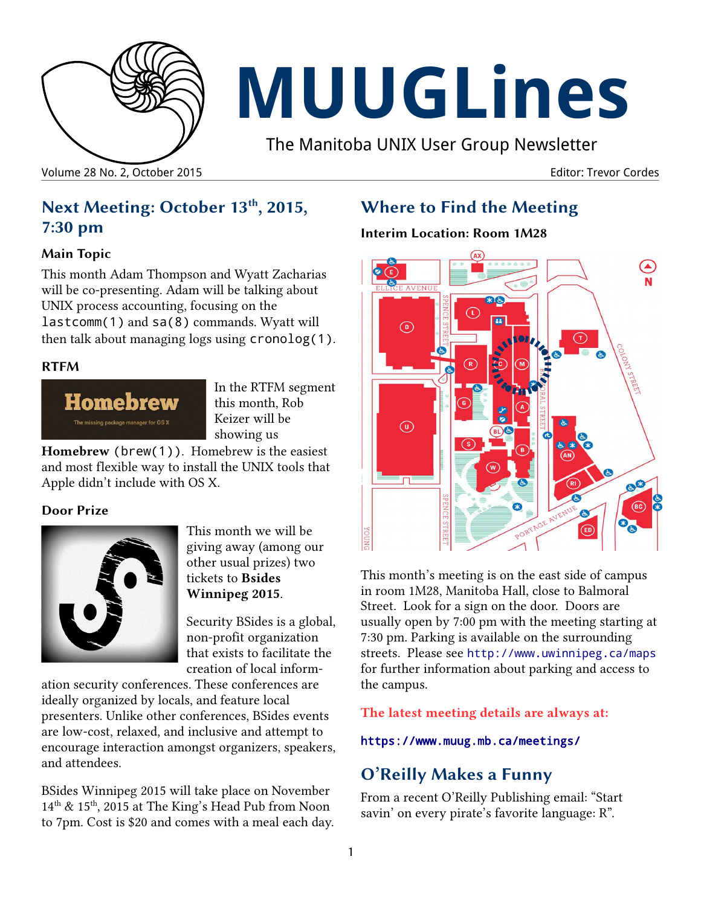# MUUGLines

The Manitoba UNIX User Group Newsletter

Volume 28 No. 2, October 2015 — Editor: Trevor Cordes

## Next Meeting: October 13th, 2015, 7:30 pm

### Main Topic

This month Adam Thompson and Wyatt Zacharias will be co-presenting. Adam will be talking about UNIX process accounting, focusing on the `lastcomm(1)` and `sa(8)` commands. Wyatt will then talk about managing logs using `cronolog(1)`.

### RTFM

In the RTFM segment this month, Rob Keizer will be showing us **Homebrew** (`brew(1)`). Homebrew is the easiest and most flexible way to install the UNIX tools that Apple didn't include with OS X.

### Door Prize

This month we will be giving away (among our other usual prizes) two tickets to **Bsides Winnipeg 2015**.

Security BSides is a global, non-profit organization that exists to facilitate the creation of local information security conferences. These conferences are ideally organized by locals, and feature local presenters. Unlike other conferences, BSides events are low-cost, relaxed, and inclusive and attempt to encourage interaction amongst organizers, speakers, and attendees.

BSides Winnipeg 2015 will take place on November 14th & 15th, 2015 at The King's Head Pub from Noon to 7pm. Cost is $20 and comes with a meal each day.

## Where to Find the Meeting

### Interim Location: Room 1M28

This month's meeting is on the east side of campus in room 1M28, Manitoba Hall, close to Balmoral Street. Look for a sign on the door. Doors are usually open by 7:00 pm with the meeting starting at 7:30 pm. Parking is available on the surrounding streets. Please see http://www.uwinnipeg.ca/maps for further information about parking and access to the campus.

**The latest meeting details are always at:**

**https://www.muug.mb.ca/meetings/**

## O'Reilly Makes a Funny

From a recent O'Reilly Publishing email: "Start savin' on every pirate's favorite language: R".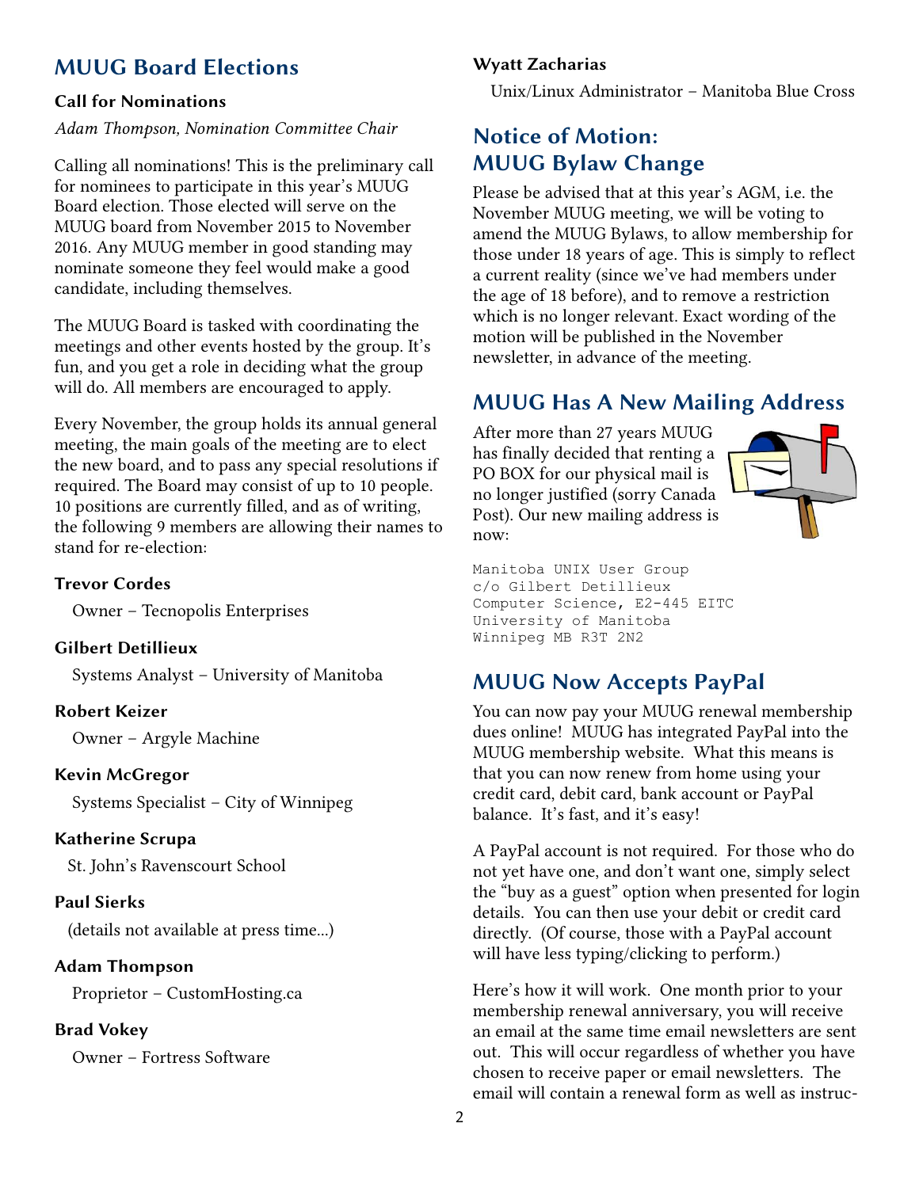## MUUG Board Elections

### Call for Nominations

*Adam Thompson, Nomination Committee Chair*

Calling all nominations! This is the preliminary call for nominees to participate in this year's MUUG Board election. Those elected will serve on the MUUG board from November 2015 to November 2016. Any MUUG member in good standing may nominate someone they feel would make a good candidate, including themselves.

The MUUG Board is tasked with coordinating the meetings and other events hosted by the group. It's fun, and you get a role in deciding what the group will do. All members are encouraged to apply.

Every November, the group holds its annual general meeting, the main goals of the meeting are to elect the new board, and to pass any special resolutions if required. The Board may consist of up to 10 people. 10 positions are currently filled, and as of writing, the following 9 members are allowing their names to stand for re-election:

**Trevor Cordes**
Owner – Tecnopolis Enterprises

**Gilbert Detillieux**
Systems Analyst – University of Manitoba

**Robert Keizer**
Owner – Argyle Machine

**Kevin McGregor**
Systems Specialist – City of Winnipeg

**Katherine Scrupa**
St. John's Ravenscourt School

**Paul Sierks**
(details not available at press time...)

**Adam Thompson**
Proprietor – CustomHosting.ca

**Brad Vokey**
Owner – Fortress Software

**Wyatt Zacharias**
Unix/Linux Administrator – Manitoba Blue Cross

## Notice of Motion: MUUG Bylaw Change

Please be advised that at this year's AGM, i.e. the November MUUG meeting, we will be voting to amend the MUUG Bylaws, to allow membership for those under 18 years of age. This is simply to reflect a current reality (since we've had members under the age of 18 before), and to remove a restriction which is no longer relevant. Exact wording of the motion will be published in the November newsletter, in advance of the meeting.

## MUUG Has A New Mailing Address

After more than 27 years MUUG has finally decided that renting a PO BOX for our physical mail is no longer justified (sorry Canada Post). Our new mailing address is now:

```
Manitoba UNIX User Group
c/o Gilbert Detillieux
Computer Science, E2-445 EITC
University of Manitoba
Winnipeg MB R3T 2N2
```

## MUUG Now Accepts PayPal

You can now pay your MUUG renewal membership dues online! MUUG has integrated PayPal into the MUUG membership website. What this means is that you can now renew from home using your credit card, debit card, bank account or PayPal balance. It's fast, and it's easy!

A PayPal account is not required. For those who do not yet have one, and don't want one, simply select the "buy as a guest" option when presented for login details. You can then use your debit or credit card directly. (Of course, those with a PayPal account will have less typing/clicking to perform.)

Here's how it will work. One month prior to your membership renewal anniversary, you will receive an email at the same time email newsletters are sent out. This will occur regardless of whether you have chosen to receive paper or email newsletters. The email will contain a renewal form as well as instruc-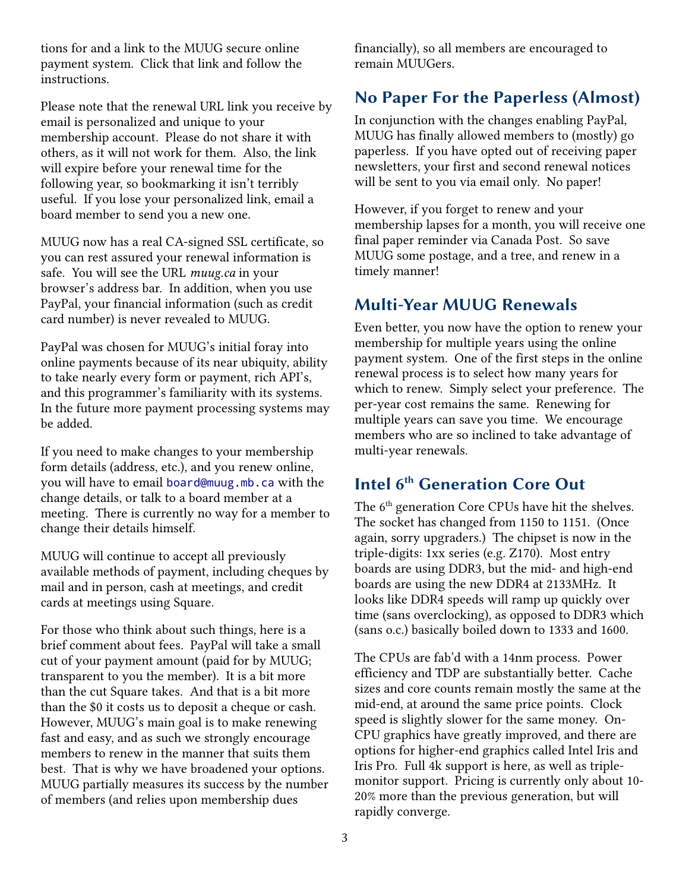tions for and a link to the MUUG secure online payment system. Click that link and follow the instructions.

Please note that the renewal URL link you receive by email is personalized and unique to your membership account. Please do not share it with others, as it will not work for them. Also, the link will expire before your renewal time for the following year, so bookmarking it isn't terribly useful. If you lose your personalized link, email a board member to send you a new one.

MUUG now has a real CA-signed SSL certificate, so you can rest assured your renewal information is safe. You will see the URL *muug.ca* in your browser's address bar. In addition, when you use PayPal, your financial information (such as credit card number) is never revealed to MUUG.

PayPal was chosen for MUUG's initial foray into online payments because of its near ubiquity, ability to take nearly every form or payment, rich API's, and this programmer's familiarity with its systems. In the future more payment processing systems may be added.

If you need to make changes to your membership form details (address, etc.), and you renew online, you will have to email `board@muug.mb.ca` with the change details, or talk to a board member at a meeting. There is currently no way for a member to change their details himself.

MUUG will continue to accept all previously available methods of payment, including cheques by mail and in person, cash at meetings, and credit cards at meetings using Square.

For those who think about such things, here is a brief comment about fees. PayPal will take a small cut of your payment amount (paid for by MUUG; transparent to you the member). It is a bit more than the cut Square takes. And that is a bit more than the $0 it costs us to deposit a cheque or cash. However, MUUG's main goal is to make renewing fast and easy, and as such we strongly encourage members to renew in the manner that suits them best. That is why we have broadened your options. MUUG partially measures its success by the number of members (and relies upon membership dues financially), so all members are encouraged to remain MUUGers.

## No Paper For the Paperless (Almost)

In conjunction with the changes enabling PayPal, MUUG has finally allowed members to (mostly) go paperless. If you have opted out of receiving paper newsletters, your first and second renewal notices will be sent to you via email only. No paper!

However, if you forget to renew and your membership lapses for a month, you will receive one final paper reminder via Canada Post. So save MUUG some postage, and a tree, and renew in a timely manner!

## Multi-Year MUUG Renewals

Even better, you now have the option to renew your membership for multiple years using the online payment system. One of the first steps in the online renewal process is to select how many years for which to renew. Simply select your preference. The per-year cost remains the same. Renewing for multiple years can save you time. We encourage members who are so inclined to take advantage of multi-year renewals.

## Intel 6th Generation Core Out

The 6th generation Core CPUs have hit the shelves. The socket has changed from 1150 to 1151. (Once again, sorry upgraders.) The chipset is now in the triple-digits: 1xx series (e.g. Z170). Most entry boards are using DDR3, but the mid- and high-end boards are using the new DDR4 at 2133MHz. It looks like DDR4 speeds will ramp up quickly over time (sans overclocking), as opposed to DDR3 which (sans o.c.) basically boiled down to 1333 and 1600.

The CPUs are fab'd with a 14nm process. Power efficiency and TDP are substantially better. Cache sizes and core counts remain mostly the same at the mid-end, at around the same price points. Clock speed is slightly slower for the same money. On-CPU graphics have greatly improved, and there are options for higher-end graphics called Intel Iris and Iris Pro. Full 4k support is here, as well as triple-monitor support. Pricing is currently only about 10-20% more than the previous generation, but will rapidly converge.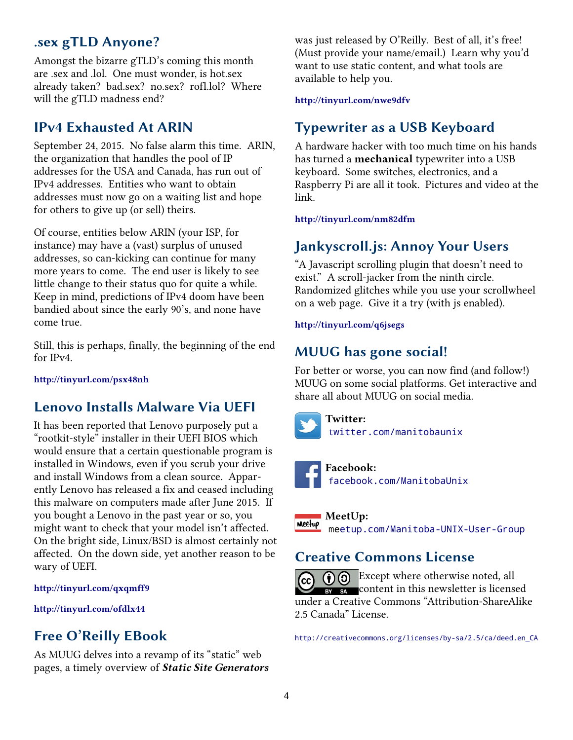## .sex gTLD Anyone?

Amongst the bizarre gTLD's coming this month are .sex and .lol. One must wonder, is hot.sex already taken? bad.sex? no.sex? rofl.lol? Where will the gTLD madness end?

## IPv4 Exhausted At ARIN

September 24, 2015. No false alarm this time. ARIN, the organization that handles the pool of IP addresses for the USA and Canada, has run out of IPv4 addresses. Entities who want to obtain addresses must now go on a waiting list and hope for others to give up (or sell) theirs.

Of course, entities below ARIN (your ISP, for instance) may have a (vast) surplus of unused addresses, so can-kicking can continue for many more years to come. The end user is likely to see little change to their status quo for quite a while. Keep in mind, predictions of IPv4 doom have been bandied about since the early 90's, and none have come true.

Still, this is perhaps, finally, the beginning of the end for IPv4.

**http://tinyurl.com/psx48nh**

## Lenovo Installs Malware Via UEFI

It has been reported that Lenovo purposely put a "rootkit-style" installer in their UEFI BIOS which would ensure that a certain questionable program is installed in Windows, even if you scrub your drive and install Windows from a clean source. Apparently Lenovo has released a fix and ceased including this malware on computers made after June 2015. If you bought a Lenovo in the past year or so, you might want to check that your model isn't affected. On the bright side, Linux/BSD is almost certainly not affected. On the down side, yet another reason to be wary of UEFI.

**http://tinyurl.com/qxqmff9**

**http://tinyurl.com/ofdlx44**

## Free O'Reilly EBook

As MUUG delves into a revamp of its "static" web pages, a timely overview of ***Static Site Generators*** was just released by O'Reilly. Best of all, it's free! (Must provide your name/email.) Learn why you'd want to use static content, and what tools are available to help you.

**http://tinyurl.com/nwe9dfv**

## Typewriter as a USB Keyboard

A hardware hacker with too much time on his hands has turned a **mechanical** typewriter into a USB keyboard. Some switches, electronics, and a Raspberry Pi are all it took. Pictures and video at the link.

**http://tinyurl.com/nm82dfm**

## Jankyscroll.js: Annoy Your Users

"A Javascript scrolling plugin that doesn't need to exist." A scroll-jacker from the ninth circle. Randomized glitches while you use your scrollwheel on a web page. Give it a try (with js enabled).

**http://tinyurl.com/q6jsegs**

## MUUG has gone social!

For better or worse, you can now find (and follow!) MUUG on some social platforms. Get interactive and share all about MUUG on social media.

**Twitter:**
`twitter.com/manitobaunix`

**Facebook:**
`facebook.com/ManitobaUnix`

**MeetUp:**
`meetup.com/Manitoba-UNIX-User-Group`

## Creative Commons License

Except where otherwise noted, all content in this newsletter is licensed under a Creative Commons "Attribution-ShareAlike 2.5 Canada" License.

`http://creativecommons.org/licenses/by-sa/2.5/ca/deed.en_CA`